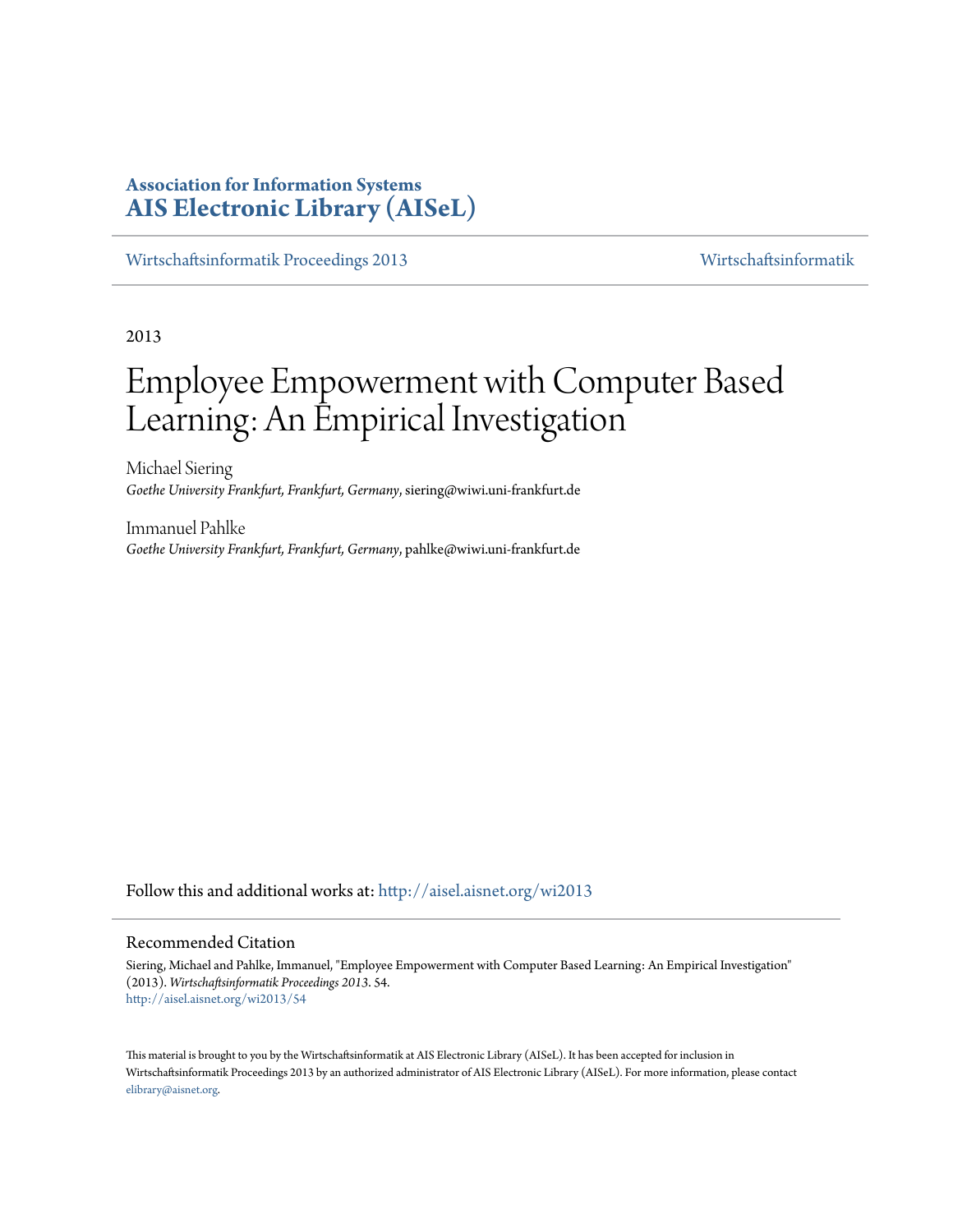# Association for Information Systems
# AIS Electronic Library (AISeL)

Wirtschaftsinformatik Proceedings 2013 — Wirtschaftsinformatik

2013

# Employee Empowerment with Computer Based Learning: An Empirical Investigation

Michael Siering
*Goethe University Frankfurt, Frankfurt, Germany*, siering@wiwi.uni-frankfurt.de

Immanuel Pahlke
*Goethe University Frankfurt, Frankfurt, Germany*, pahlke@wiwi.uni-frankfurt.de

Follow this and additional works at: http://aisel.aisnet.org/wi2013

## Recommended Citation

Siering, Michael and Pahlke, Immanuel, "Employee Empowerment with Computer Based Learning: An Empirical Investigation" (2013). *Wirtschaftsinformatik Proceedings 2013*. 54.
http://aisel.aisnet.org/wi2013/54

This material is brought to you by the Wirtschaftsinformatik at AIS Electronic Library (AISeL). It has been accepted for inclusion in Wirtschaftsinformatik Proceedings 2013 by an authorized administrator of AIS Electronic Library (AISeL). For more information, please contact elibrary@aisnet.org.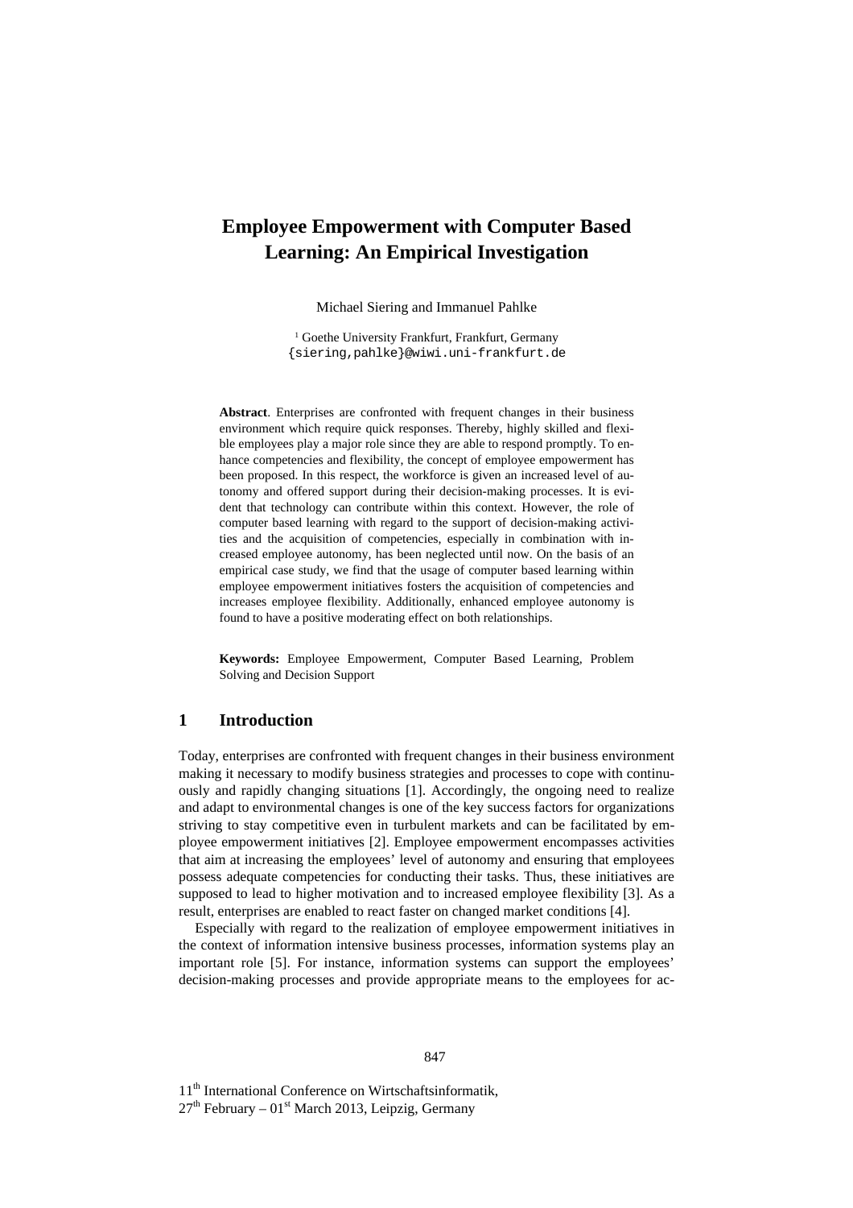# Employee Empowerment with Computer Based Learning: An Empirical Investigation

Michael Siering and Immanuel Pahlke

[1] Goethe University Frankfurt, Frankfurt, Germany
{siering,pahlke}@wiwi.uni-frankfurt.de

**Abstract**. Enterprises are confronted with frequent changes in their business environment which require quick responses. Thereby, highly skilled and flexible employees play a major role since they are able to respond promptly. To enhance competencies and flexibility, the concept of employee empowerment has been proposed. In this respect, the workforce is given an increased level of autonomy and offered support during their decision-making processes. It is evident that technology can contribute within this context. However, the role of computer based learning with regard to the support of decision-making activities and the acquisition of competencies, especially in combination with increased employee autonomy, has been neglected until now. On the basis of an empirical case study, we find that the usage of computer based learning within employee empowerment initiatives fosters the acquisition of competencies and increases employee flexibility. Additionally, enhanced employee autonomy is found to have a positive moderating effect on both relationships.

**Keywords:** Employee Empowerment, Computer Based Learning, Problem Solving and Decision Support

## 1 Introduction

Today, enterprises are confronted with frequent changes in their business environment making it necessary to modify business strategies and processes to cope with continuously and rapidly changing situations [1]. Accordingly, the ongoing need to realize and adapt to environmental changes is one of the key success factors for organizations striving to stay competitive even in turbulent markets and can be facilitated by employee empowerment initiatives [2]. Employee empowerment encompasses activities that aim at increasing the employees' level of autonomy and ensuring that employees possess adequate competencies for conducting their tasks. Thus, these initiatives are supposed to lead to higher motivation and to increased employee flexibility [3]. As a result, enterprises are enabled to react faster on changed market conditions [4].

Especially with regard to the realization of employee empowerment initiatives in the context of information intensive business processes, information systems play an important role [5]. For instance, information systems can support the employees' decision-making processes and provide appropriate means to the employees for ac-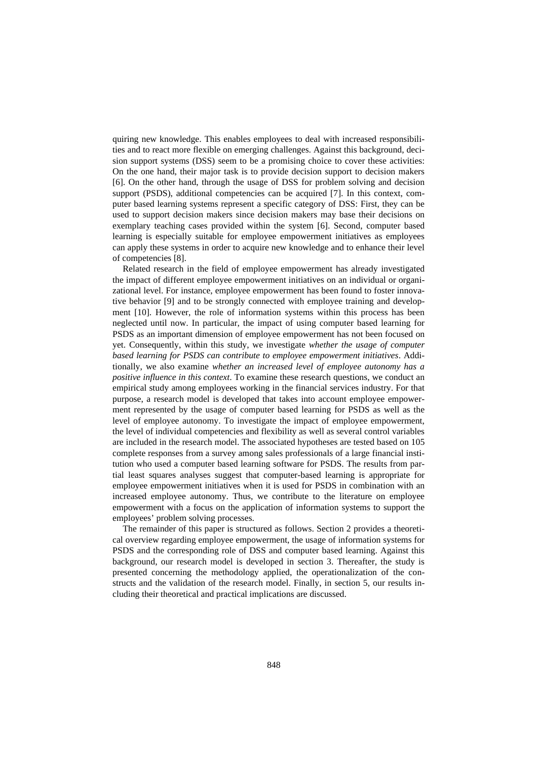quiring new knowledge. This enables employees to deal with increased responsibilities and to react more flexible on emerging challenges. Against this background, decision support systems (DSS) seem to be a promising choice to cover these activities: On the one hand, their major task is to provide decision support to decision makers [6]. On the other hand, through the usage of DSS for problem solving and decision support (PSDS), additional competencies can be acquired [7]. In this context, computer based learning systems represent a specific category of DSS: First, they can be used to support decision makers since decision makers may base their decisions on exemplary teaching cases provided within the system [6]. Second, computer based learning is especially suitable for employee empowerment initiatives as employees can apply these systems in order to acquire new knowledge and to enhance their level of competencies [8].

Related research in the field of employee empowerment has already investigated the impact of different employee empowerment initiatives on an individual or organizational level. For instance, employee empowerment has been found to foster innovative behavior [9] and to be strongly connected with employee training and development [10]. However, the role of information systems within this process has been neglected until now. In particular, the impact of using computer based learning for PSDS as an important dimension of employee empowerment has not been focused on yet. Consequently, within this study, we investigate *whether the usage of computer based learning for PSDS can contribute to employee empowerment initiatives*. Additionally, we also examine *whether an increased level of employee autonomy has a positive influence in this context*. To examine these research questions, we conduct an empirical study among employees working in the financial services industry. For that purpose, a research model is developed that takes into account employee empowerment represented by the usage of computer based learning for PSDS as well as the level of employee autonomy. To investigate the impact of employee empowerment, the level of individual competencies and flexibility as well as several control variables are included in the research model. The associated hypotheses are tested based on 105 complete responses from a survey among sales professionals of a large financial institution who used a computer based learning software for PSDS. The results from partial least squares analyses suggest that computer-based learning is appropriate for employee empowerment initiatives when it is used for PSDS in combination with an increased employee autonomy. Thus, we contribute to the literature on employee empowerment with a focus on the application of information systems to support the employees' problem solving processes.

The remainder of this paper is structured as follows. Section 2 provides a theoretical overview regarding employee empowerment, the usage of information systems for PSDS and the corresponding role of DSS and computer based learning. Against this background, our research model is developed in section 3. Thereafter, the study is presented concerning the methodology applied, the operationalization of the constructs and the validation of the research model. Finally, in section 5, our results including their theoretical and practical implications are discussed.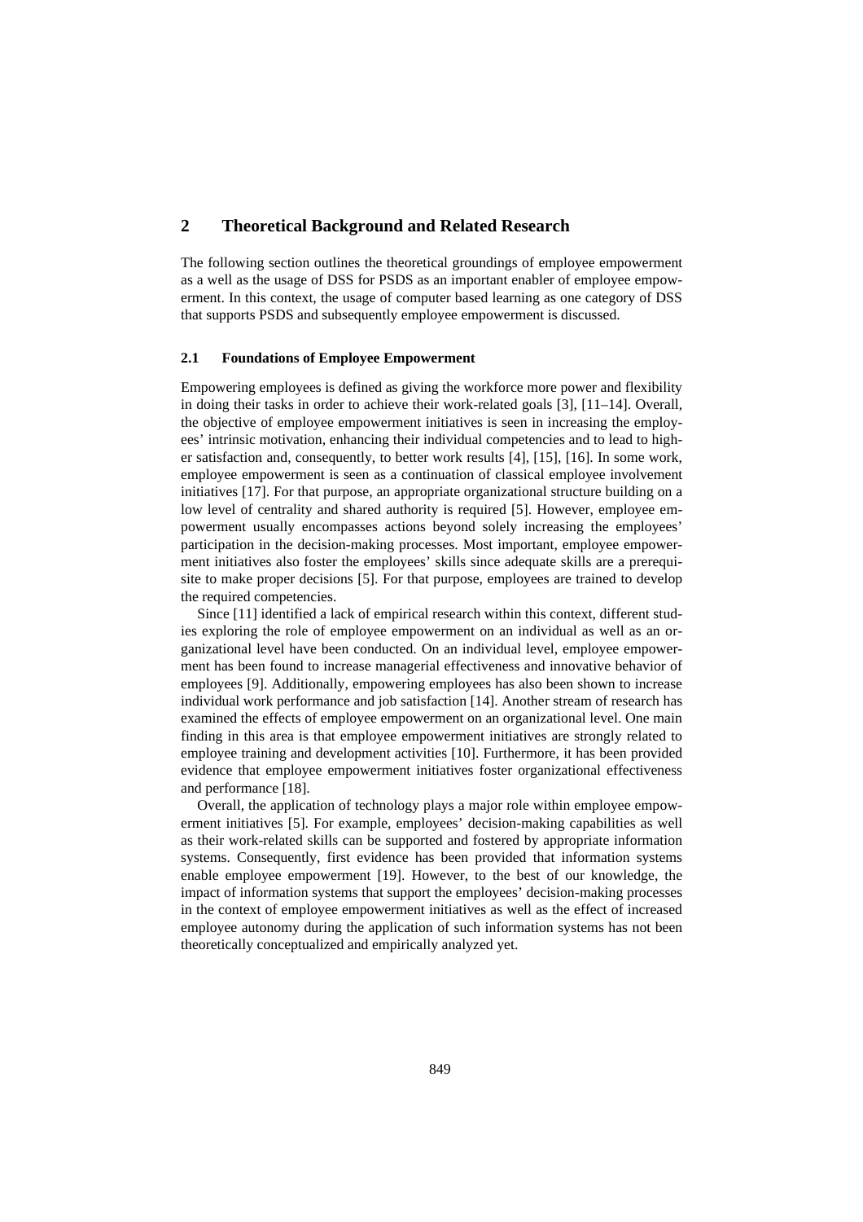## 2 Theoretical Background and Related Research

The following section outlines the theoretical groundings of employee empowerment as a well as the usage of DSS for PSDS as an important enabler of employee empowerment. In this context, the usage of computer based learning as one category of DSS that supports PSDS and subsequently employee empowerment is discussed.

### 2.1 Foundations of Employee Empowerment

Empowering employees is defined as giving the workforce more power and flexibility in doing their tasks in order to achieve their work-related goals [3], [11–14]. Overall, the objective of employee empowerment initiatives is seen in increasing the employees' intrinsic motivation, enhancing their individual competencies and to lead to higher satisfaction and, consequently, to better work results [4], [15], [16]. In some work, employee empowerment is seen as a continuation of classical employee involvement initiatives [17]. For that purpose, an appropriate organizational structure building on a low level of centrality and shared authority is required [5]. However, employee empowerment usually encompasses actions beyond solely increasing the employees' participation in the decision-making processes. Most important, employee empowerment initiatives also foster the employees' skills since adequate skills are a prerequisite to make proper decisions [5]. For that purpose, employees are trained to develop the required competencies.

Since [11] identified a lack of empirical research within this context, different studies exploring the role of employee empowerment on an individual as well as an organizational level have been conducted. On an individual level, employee empowerment has been found to increase managerial effectiveness and innovative behavior of employees [9]. Additionally, empowering employees has also been shown to increase individual work performance and job satisfaction [14]. Another stream of research has examined the effects of employee empowerment on an organizational level. One main finding in this area is that employee empowerment initiatives are strongly related to employee training and development activities [10]. Furthermore, it has been provided evidence that employee empowerment initiatives foster organizational effectiveness and performance [18].

Overall, the application of technology plays a major role within employee empowerment initiatives [5]. For example, employees' decision-making capabilities as well as their work-related skills can be supported and fostered by appropriate information systems. Consequently, first evidence has been provided that information systems enable employee empowerment [19]. However, to the best of our knowledge, the impact of information systems that support the employees' decision-making processes in the context of employee empowerment initiatives as well as the effect of increased employee autonomy during the application of such information systems has not been theoretically conceptualized and empirically analyzed yet.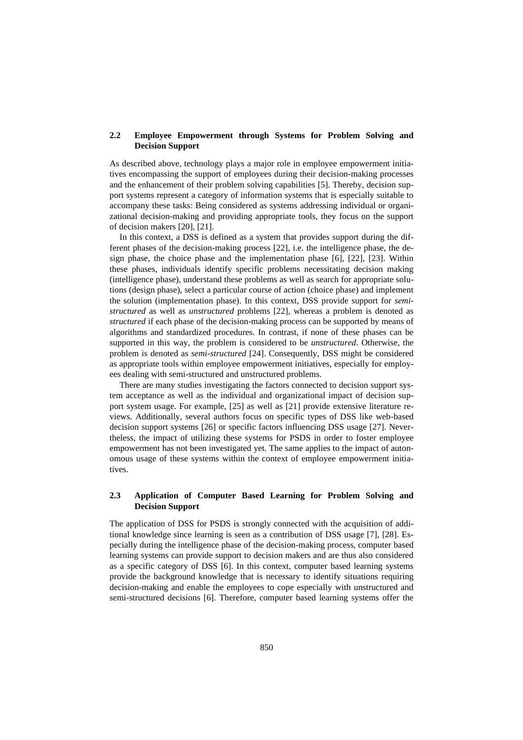### 2.2 Employee Empowerment through Systems for Problem Solving and Decision Support

As described above, technology plays a major role in employee empowerment initiatives encompassing the support of employees during their decision-making processes and the enhancement of their problem solving capabilities [5]. Thereby, decision support systems represent a category of information systems that is especially suitable to accompany these tasks: Being considered as systems addressing individual or organizational decision-making and providing appropriate tools, they focus on the support of decision makers [20], [21].

In this context, a DSS is defined as a system that provides support during the different phases of the decision-making process [22], i.e. the intelligence phase, the design phase, the choice phase and the implementation phase [6], [22], [23]. Within these phases, individuals identify specific problems necessitating decision making (intelligence phase), understand these problems as well as search for appropriate solutions (design phase), select a particular course of action (choice phase) and implement the solution (implementation phase). In this context, DSS provide support for *semi-structured* as well as *unstructured* problems [22], whereas a problem is denoted as *structured* if each phase of the decision-making process can be supported by means of algorithms and standardized procedures. In contrast, if none of these phases can be supported in this way, the problem is considered to be *unstructured*. Otherwise, the problem is denoted as *semi-structured* [24]. Consequently, DSS might be considered as appropriate tools within employee empowerment initiatives, especially for employees dealing with semi-structured and unstructured problems.

There are many studies investigating the factors connected to decision support system acceptance as well as the individual and organizational impact of decision support system usage. For example, [25] as well as [21] provide extensive literature reviews. Additionally, several authors focus on specific types of DSS like web-based decision support systems [26] or specific factors influencing DSS usage [27]. Nevertheless, the impact of utilizing these systems for PSDS in order to foster employee empowerment has not been investigated yet. The same applies to the impact of autonomous usage of these systems within the context of employee empowerment initiatives.

### 2.3 Application of Computer Based Learning for Problem Solving and Decision Support

The application of DSS for PSDS is strongly connected with the acquisition of additional knowledge since learning is seen as a contribution of DSS usage [7], [28]. Especially during the intelligence phase of the decision-making process, computer based learning systems can provide support to decision makers and are thus also considered as a specific category of DSS [6]. In this context, computer based learning systems provide the background knowledge that is necessary to identify situations requiring decision-making and enable the employees to cope especially with unstructured and semi-structured decisions [6]. Therefore, computer based learning systems offer the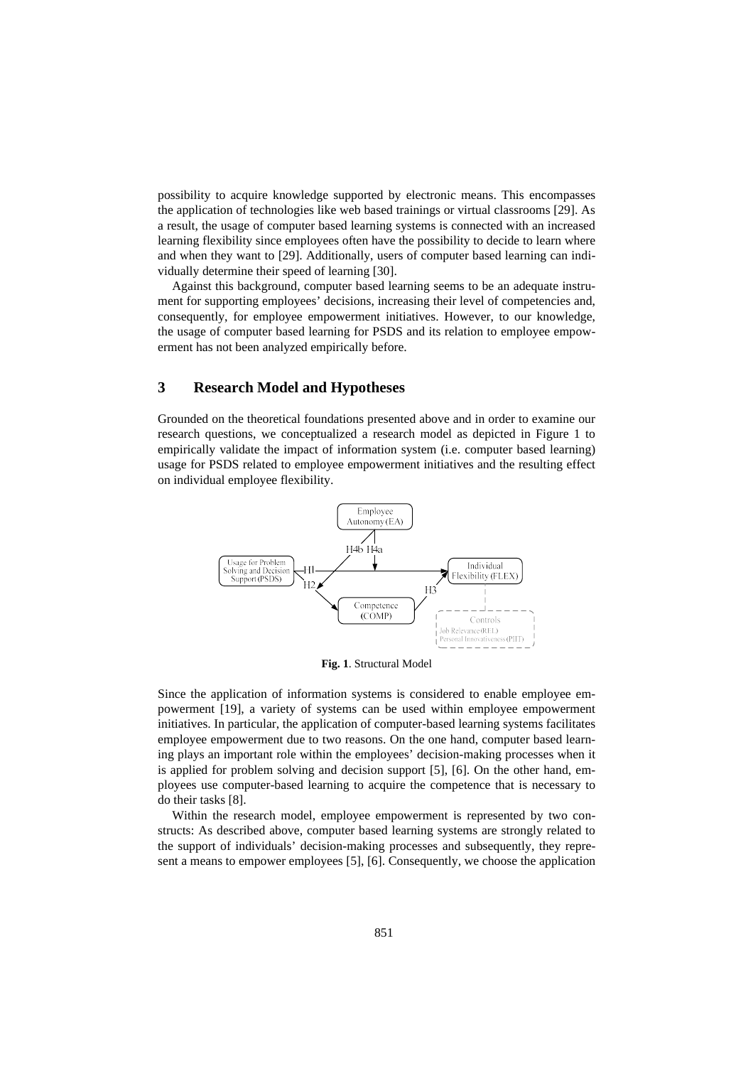possibility to acquire knowledge supported by electronic means. This encompasses the application of technologies like web based trainings or virtual classrooms [29]. As a result, the usage of computer based learning systems is connected with an increased learning flexibility since employees often have the possibility to decide to learn where and when they want to [29]. Additionally, users of computer based learning can individually determine their speed of learning [30].

Against this background, computer based learning seems to be an adequate instrument for supporting employees' decisions, increasing their level of competencies and, consequently, for employee empowerment initiatives. However, to our knowledge, the usage of computer based learning for PSDS and its relation to employee empowerment has not been analyzed empirically before.

## 3 Research Model and Hypotheses

Grounded on the theoretical foundations presented above and in order to examine our research questions, we conceptualized a research model as depicted in Figure 1 to empirically validate the impact of information system (i.e. computer based learning) usage for PSDS related to employee empowerment initiatives and the resulting effect on individual employee flexibility.

Employee Autonomy (EA)

H4b H4a

Usage for Problem Solving and Decision Support (PSDS) — H1 → Individual Flexibility (FLEX)

H2 → Competence (COMP) — H3 → Individual Flexibility (FLEX)

Controls: Job Relevance (REL), Personal Innovativeness (PIIT)

**Fig. 1**. Structural Model

Since the application of information systems is considered to enable employee empowerment [19], a variety of systems can be used within employee empowerment initiatives. In particular, the application of computer-based learning systems facilitates employee empowerment due to two reasons. On the one hand, computer based learning plays an important role within the employees' decision-making processes when it is applied for problem solving and decision support [5], [6]. On the other hand, employees use computer-based learning to acquire the competence that is necessary to do their tasks [8].

Within the research model, employee empowerment is represented by two constructs: As described above, computer based learning systems are strongly related to the support of individuals' decision-making processes and subsequently, they represent a means to empower employees [5], [6]. Consequently, we choose the application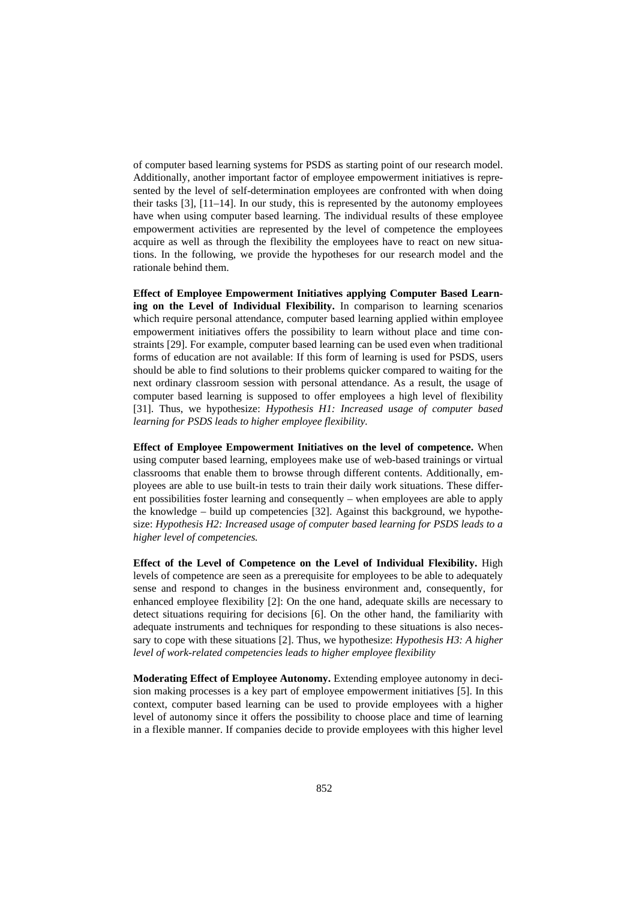of computer based learning systems for PSDS as starting point of our research model. Additionally, another important factor of employee empowerment initiatives is represented by the level of self-determination employees are confronted with when doing their tasks [3], [11–14]. In our study, this is represented by the autonomy employees have when using computer based learning. The individual results of these employee empowerment activities are represented by the level of competence the employees acquire as well as through the flexibility the employees have to react on new situations. In the following, we provide the hypotheses for our research model and the rationale behind them.

**Effect of Employee Empowerment Initiatives applying Computer Based Learning on the Level of Individual Flexibility.** In comparison to learning scenarios which require personal attendance, computer based learning applied within employee empowerment initiatives offers the possibility to learn without place and time constraints [29]. For example, computer based learning can be used even when traditional forms of education are not available: If this form of learning is used for PSDS, users should be able to find solutions to their problems quicker compared to waiting for the next ordinary classroom session with personal attendance. As a result, the usage of computer based learning is supposed to offer employees a high level of flexibility [31]. Thus, we hypothesize: *Hypothesis H1: Increased usage of computer based learning for PSDS leads to higher employee flexibility.*

**Effect of Employee Empowerment Initiatives on the level of competence.** When using computer based learning, employees make use of web-based trainings or virtual classrooms that enable them to browse through different contents. Additionally, employees are able to use built-in tests to train their daily work situations. These different possibilities foster learning and consequently – when employees are able to apply the knowledge – build up competencies [32]. Against this background, we hypothesize: *Hypothesis H2: Increased usage of computer based learning for PSDS leads to a higher level of competencies.*

**Effect of the Level of Competence on the Level of Individual Flexibility.** High levels of competence are seen as a prerequisite for employees to be able to adequately sense and respond to changes in the business environment and, consequently, for enhanced employee flexibility [2]: On the one hand, adequate skills are necessary to detect situations requiring for decisions [6]. On the other hand, the familiarity with adequate instruments and techniques for responding to these situations is also necessary to cope with these situations [2]. Thus, we hypothesize: *Hypothesis H3: A higher level of work-related competencies leads to higher employee flexibility*

**Moderating Effect of Employee Autonomy.** Extending employee autonomy in decision making processes is a key part of employee empowerment initiatives [5]. In this context, computer based learning can be used to provide employees with a higher level of autonomy since it offers the possibility to choose place and time of learning in a flexible manner. If companies decide to provide employees with this higher level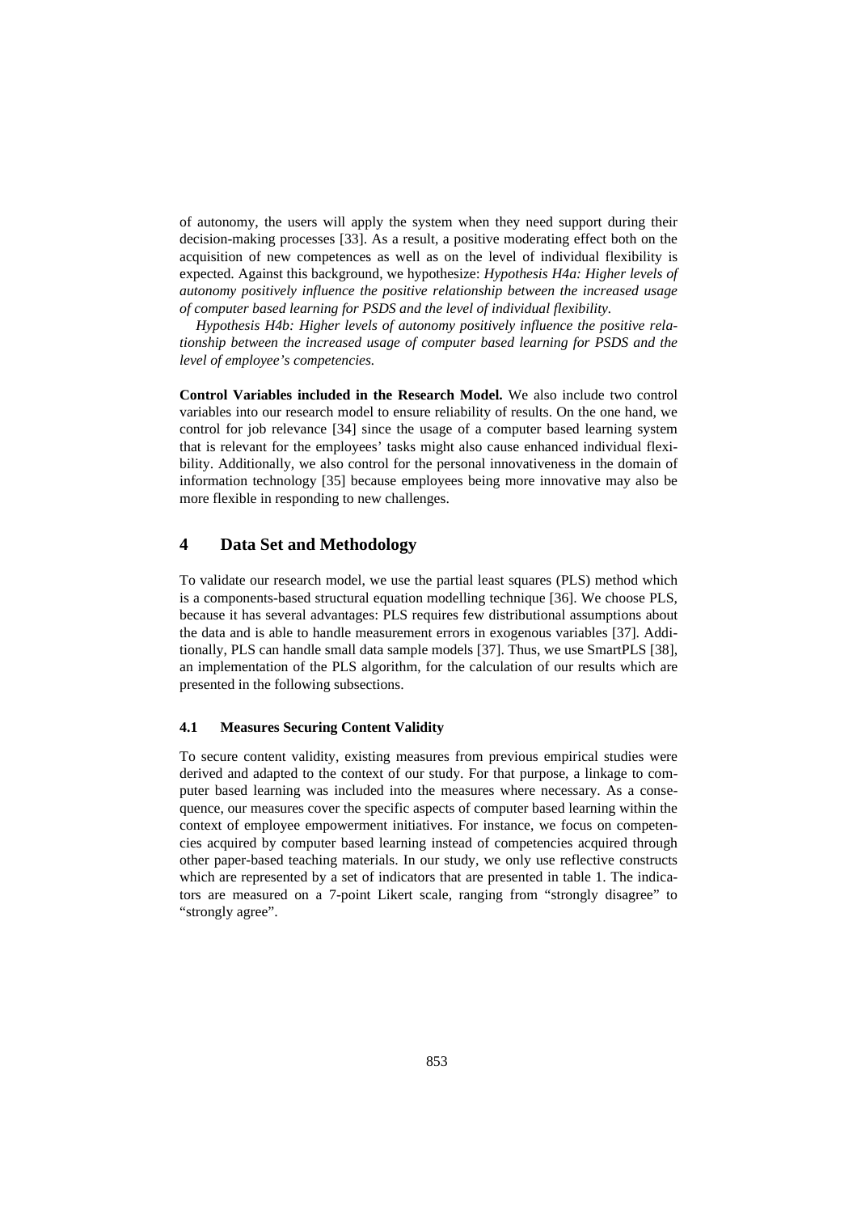of autonomy, the users will apply the system when they need support during their decision-making processes [33]. As a result, a positive moderating effect both on the acquisition of new competences as well as on the level of individual flexibility is expected. Against this background, we hypothesize: *Hypothesis H4a: Higher levels of autonomy positively influence the positive relationship between the increased usage of computer based learning for PSDS and the level of individual flexibility.*

*Hypothesis H4b: Higher levels of autonomy positively influence the positive relationship between the increased usage of computer based learning for PSDS and the level of employee's competencies.*

**Control Variables included in the Research Model.** We also include two control variables into our research model to ensure reliability of results. On the one hand, we control for job relevance [34] since the usage of a computer based learning system that is relevant for the employees' tasks might also cause enhanced individual flexibility. Additionally, we also control for the personal innovativeness in the domain of information technology [35] because employees being more innovative may also be more flexible in responding to new challenges.

## 4 Data Set and Methodology

To validate our research model, we use the partial least squares (PLS) method which is a components-based structural equation modelling technique [36]. We choose PLS, because it has several advantages: PLS requires few distributional assumptions about the data and is able to handle measurement errors in exogenous variables [37]. Additionally, PLS can handle small data sample models [37]. Thus, we use SmartPLS [38], an implementation of the PLS algorithm, for the calculation of our results which are presented in the following subsections.

### 4.1 Measures Securing Content Validity

To secure content validity, existing measures from previous empirical studies were derived and adapted to the context of our study. For that purpose, a linkage to computer based learning was included into the measures where necessary. As a consequence, our measures cover the specific aspects of computer based learning within the context of employee empowerment initiatives. For instance, we focus on competencies acquired by computer based learning instead of competencies acquired through other paper-based teaching materials. In our study, we only use reflective constructs which are represented by a set of indicators that are presented in table 1. The indicators are measured on a 7-point Likert scale, ranging from "strongly disagree" to "strongly agree".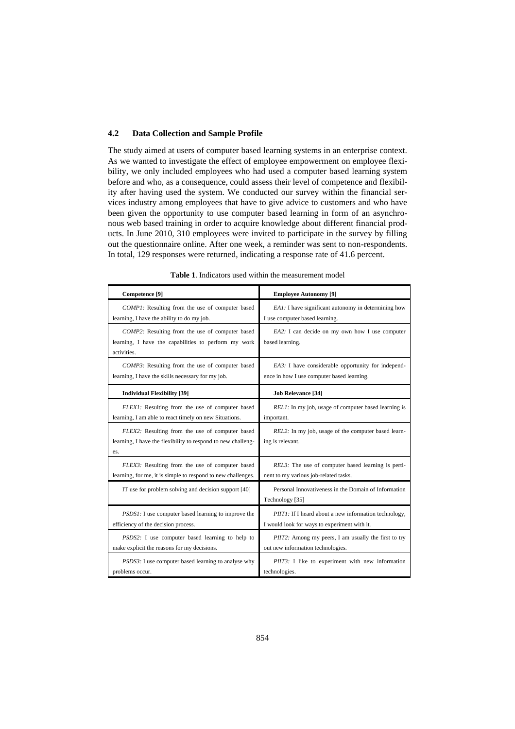### 4.2 Data Collection and Sample Profile

The study aimed at users of computer based learning systems in an enterprise context. As we wanted to investigate the effect of employee empowerment on employee flexibility, we only included employees who had used a computer based learning system before and who, as a consequence, could assess their level of competence and flexibility after having used the system. We conducted our survey within the financial services industry among employees that have to give advice to customers and who have been given the opportunity to use computer based learning in form of an asynchronous web based training in order to acquire knowledge about different financial products. In June 2010, 310 employees were invited to participate in the survey by filling out the questionnaire online. After one week, a reminder was sent to non-respondents. In total, 129 responses were returned, indicating a response rate of 41.6 percent.

**Table 1**. Indicators used within the measurement model

| **Competence [9]** | **Employee Autonomy [9]** |
|---|---|
| *COMP1:* Resulting from the use of computer based learning, I have the ability to do my job. | *EA1:* I have significant autonomy in determining how I use computer based learning. |
| *COMP2:* Resulting from the use of computer based learning, I have the capabilities to perform my work activities. | *EA2:* I can decide on my own how I use computer based learning. |
| *COMP3:* Resulting from the use of computer based learning, I have the skills necessary for my job. | *EA3:* I have considerable opportunity for independence in how I use computer based learning. |
| **Individual Flexibility [39]** | **Job Relevance [34]** |
| *FLEX1:* Resulting from the use of computer based learning, I am able to react timely on new Situations. | *REL1:* In my job, usage of computer based learning is important. |
| *FLEX2:* Resulting from the use of computer based learning, I have the flexibility to respond to new challenges. | *REL2:* In my job, usage of the computer based learning is relevant. |
| *FLEX3:* Resulting from the use of computer based learning, for me, it is simple to respond to new challenges. | *REL3:* The use of computer based learning is pertinent to my various job-related tasks. |
| IT use for problem solving and decision support [40] | Personal Innovativeness in the Domain of Information Technology [35] |
| *PSDS1:* I use computer based learning to improve the efficiency of the decision process. | *PIIT1:* If I heard about a new information technology, I would look for ways to experiment with it. |
| *PSDS2:* I use computer based learning to help to make explicit the reasons for my decisions. | *PIIT2:* Among my peers, I am usually the first to try out new information technologies. |
| *PSDS3:* I use computer based learning to analyse why problems occur. | *PIIT3:* I like to experiment with new information technologies. |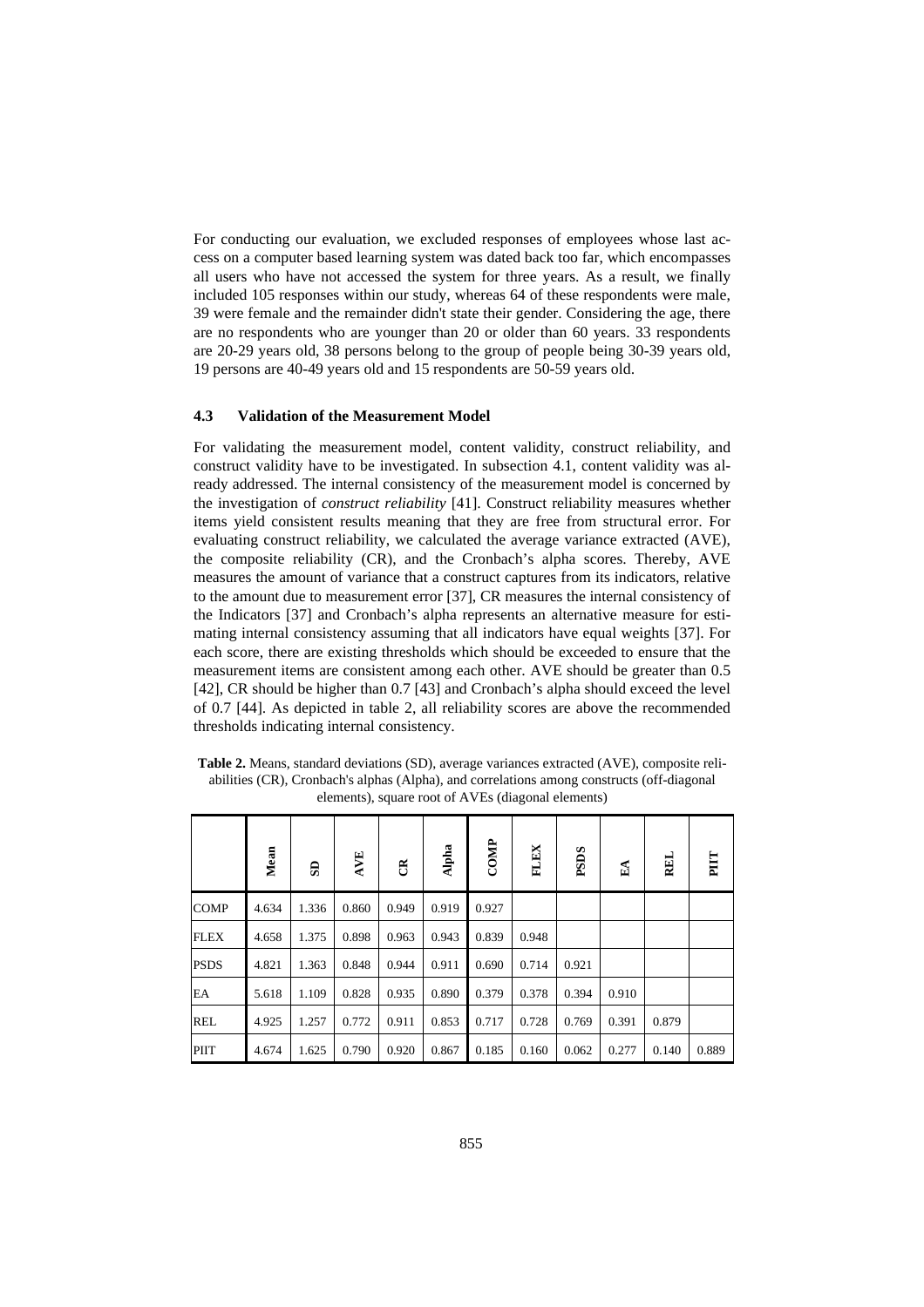For conducting our evaluation, we excluded responses of employees whose last access on a computer based learning system was dated back too far, which encompasses all users who have not accessed the system for three years. As a result, we finally included 105 responses within our study, whereas 64 of these respondents were male, 39 were female and the remainder didn't state their gender. Considering the age, there are no respondents who are younger than 20 or older than 60 years. 33 respondents are 20-29 years old, 38 persons belong to the group of people being 30-39 years old, 19 persons are 40-49 years old and 15 respondents are 50-59 years old.

### 4.3 Validation of the Measurement Model

For validating the measurement model, content validity, construct reliability, and construct validity have to be investigated. In subsection 4.1, content validity was already addressed. The internal consistency of the measurement model is concerned by the investigation of *construct reliability* [41]. Construct reliability measures whether items yield consistent results meaning that they are free from structural error. For evaluating construct reliability, we calculated the average variance extracted (AVE), the composite reliability (CR), and the Cronbach's alpha scores. Thereby, AVE measures the amount of variance that a construct captures from its indicators, relative to the amount due to measurement error [37], CR measures the internal consistency of the Indicators [37] and Cronbach's alpha represents an alternative measure for estimating internal consistency assuming that all indicators have equal weights [37]. For each score, there are existing thresholds which should be exceeded to ensure that the measurement items are consistent among each other. AVE should be greater than 0.5 [42], CR should be higher than 0.7 [43] and Cronbach's alpha should exceed the level of 0.7 [44]. As depicted in table 2, all reliability scores are above the recommended thresholds indicating internal consistency.

**Table 2.** Means, standard deviations (SD), average variances extracted (AVE), composite reliabilities (CR), Cronbach's alphas (Alpha), and correlations among constructs (off-diagonal elements), square root of AVEs (diagonal elements)

| | Mean | SD | AVE | CR | Alpha | COMP | FLEX | PSDS | EA | REL | PIIT |
|---|---|---|---|---|---|---|---|---|---|---|---|
| COMP | 4.634 | 1.336 | 0.860 | 0.949 | 0.919 | 0.927 | | | | | |
| FLEX | 4.658 | 1.375 | 0.898 | 0.963 | 0.943 | 0.839 | 0.948 | | | | |
| PSDS | 4.821 | 1.363 | 0.848 | 0.944 | 0.911 | 0.690 | 0.714 | 0.921 | | | |
| EA | 5.618 | 1.109 | 0.828 | 0.935 | 0.890 | 0.379 | 0.378 | 0.394 | 0.910 | | |
| REL | 4.925 | 1.257 | 0.772 | 0.911 | 0.853 | 0.717 | 0.728 | 0.769 | 0.391 | 0.879 | |
| PIIT | 4.674 | 1.625 | 0.790 | 0.920 | 0.867 | 0.185 | 0.160 | 0.062 | 0.277 | 0.140 | 0.889 |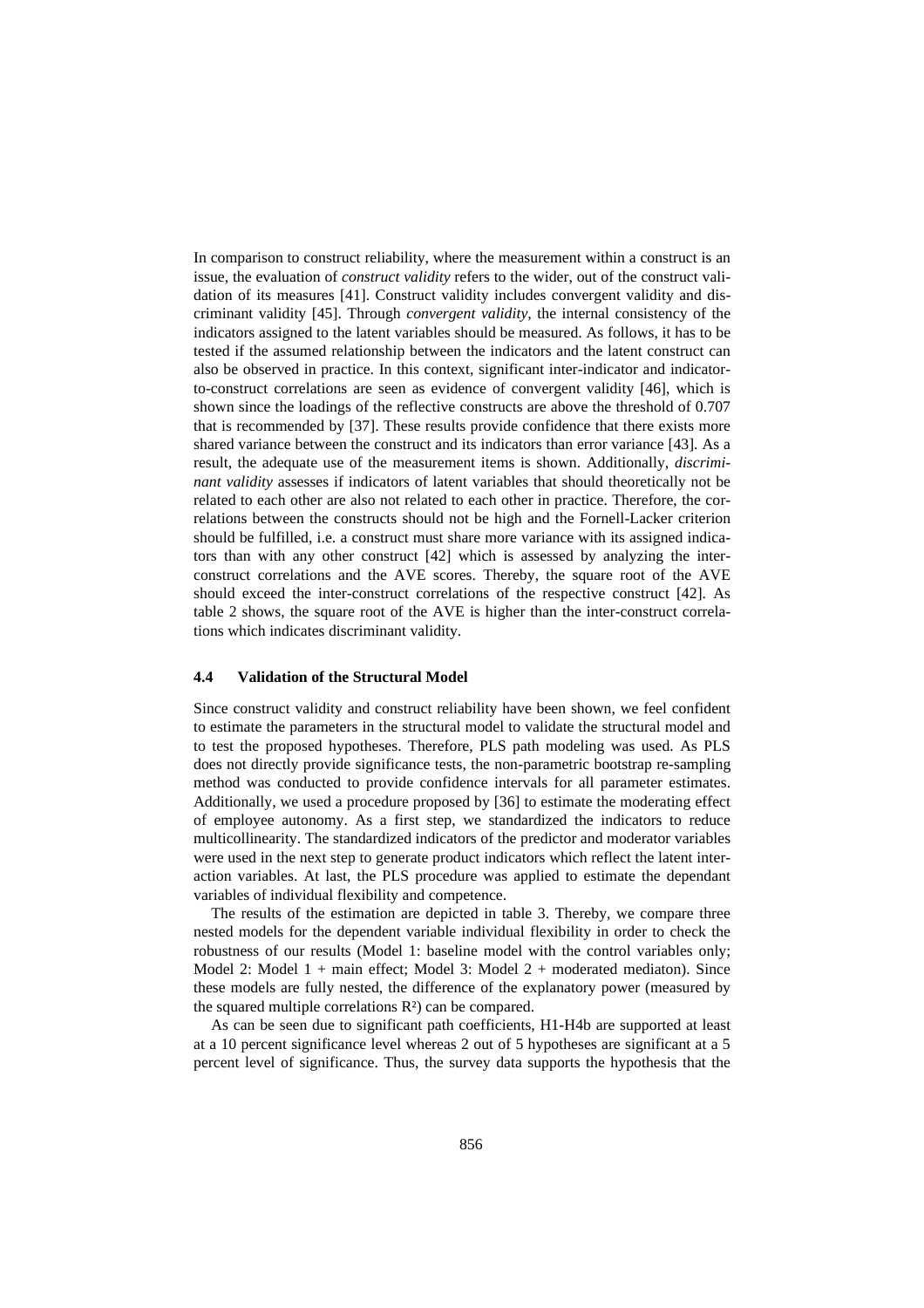In comparison to construct reliability, where the measurement within a construct is an issue, the evaluation of *construct validity* refers to the wider, out of the construct validation of its measures [41]. Construct validity includes convergent validity and discriminant validity [45]. Through *convergent validity*, the internal consistency of the indicators assigned to the latent variables should be measured. As follows, it has to be tested if the assumed relationship between the indicators and the latent construct can also be observed in practice. In this context, significant inter-indicator and indicator-to-construct correlations are seen as evidence of convergent validity [46], which is shown since the loadings of the reflective constructs are above the threshold of 0.707 that is recommended by [37]. These results provide confidence that there exists more shared variance between the construct and its indicators than error variance [43]. As a result, the adequate use of the measurement items is shown. Additionally, *discriminant validity* assesses if indicators of latent variables that should theoretically not be related to each other are also not related to each other in practice. Therefore, the correlations between the constructs should not be high and the Fornell-Lacker criterion should be fulfilled, i.e. a construct must share more variance with its assigned indicators than with any other construct [42] which is assessed by analyzing the inter-construct correlations and the AVE scores. Thereby, the square root of the AVE should exceed the inter-construct correlations of the respective construct [42]. As table 2 shows, the square root of the AVE is higher than the inter-construct correlations which indicates discriminant validity.

### 4.4 Validation of the Structural Model

Since construct validity and construct reliability have been shown, we feel confident to estimate the parameters in the structural model to validate the structural model and to test the proposed hypotheses. Therefore, PLS path modeling was used. As PLS does not directly provide significance tests, the non-parametric bootstrap re-sampling method was conducted to provide confidence intervals for all parameter estimates. Additionally, we used a procedure proposed by [36] to estimate the moderating effect of employee autonomy. As a first step, we standardized the indicators to reduce multicollinearity. The standardized indicators of the predictor and moderator variables were used in the next step to generate product indicators which reflect the latent interaction variables. At last, the PLS procedure was applied to estimate the dependant variables of individual flexibility and competence.

The results of the estimation are depicted in table 3. Thereby, we compare three nested models for the dependent variable individual flexibility in order to check the robustness of our results (Model 1: baseline model with the control variables only; Model 2: Model 1 + main effect; Model 3: Model 2 + moderated mediaton). Since these models are fully nested, the difference of the explanatory power (measured by the squared multiple correlations $R^2$) can be compared.

As can be seen due to significant path coefficients, H1-H4b are supported at least at a 10 percent significance level whereas 2 out of 5 hypotheses are significant at a 5 percent level of significance. Thus, the survey data supports the hypothesis that the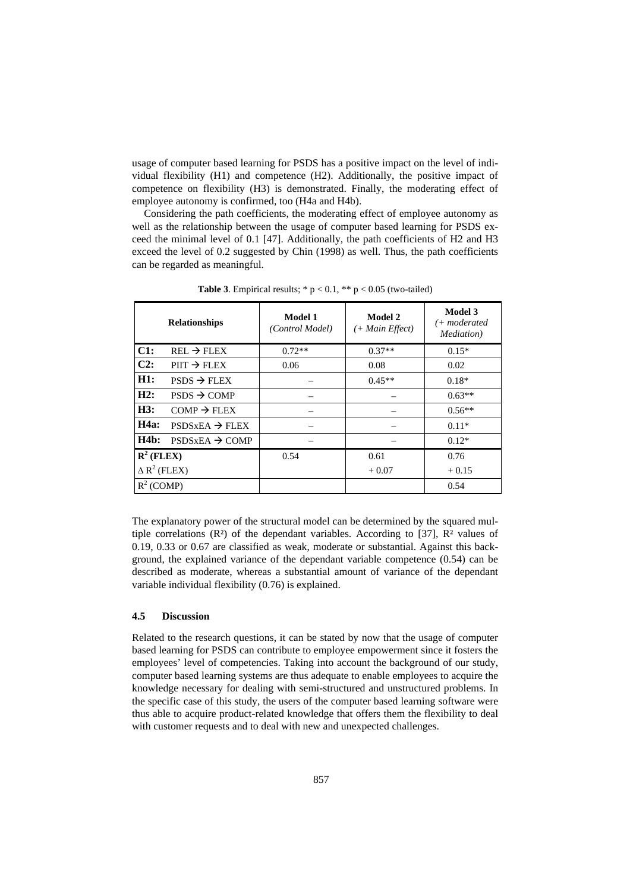usage of computer based learning for PSDS has a positive impact on the level of individual flexibility (H1) and competence (H2). Additionally, the positive impact of competence on flexibility (H3) is demonstrated. Finally, the moderating effect of employee autonomy is confirmed, too (H4a and H4b).

Considering the path coefficients, the moderating effect of employee autonomy as well as the relationship between the usage of computer based learning for PSDS exceed the minimal level of 0.1 [47]. Additionally, the path coefficients of H2 and H3 exceed the level of 0.2 suggested by Chin (1998) as well. Thus, the path coefficients can be regarded as meaningful.

**Table 3**. Empirical results; * $p < 0.1$, ** $p < 0.05$ (two-tailed)

| Relationships | | Model 1 *(Control Model)* | Model 2 *(+ Main Effect)* | Model 3 *(+ moderated Mediation)* |
|---|---|---|---|---|
| **C1:** | REL → FLEX | 0.72** | 0.37** | 0.15* |
| **C2:** | PIIT → FLEX | 0.06 | 0.08 | 0.02 |
| **H1:** | PSDS → FLEX | – | 0.45** | 0.18* |
| **H2:** | PSDS → COMP | – | – | 0.63** |
| **H3:** | COMP → FLEX | – | – | 0.56** |
| **H4a:** | PSDSxEA → FLEX | – | – | 0.11* |
| **H4b:** | PSDSxEA → COMP | – | – | 0.12* |
| **$R^2$ (FLEX)** | | 0.54 | 0.61 | 0.76 |
| $\Delta R^2$ (FLEX) | | | + 0.07 | + 0.15 |
| $R^2$ (COMP) | | | | 0.54 |

The explanatory power of the structural model can be determined by the squared multiple correlations ($R^2$) of the dependant variables. According to [37], $R^2$ values of 0.19, 0.33 or 0.67 are classified as weak, moderate or substantial. Against this background, the explained variance of the dependant variable competence (0.54) can be described as moderate, whereas a substantial amount of variance of the dependant variable individual flexibility (0.76) is explained.

### 4.5 Discussion

Related to the research questions, it can be stated by now that the usage of computer based learning for PSDS can contribute to employee empowerment since it fosters the employees' level of competencies. Taking into account the background of our study, computer based learning systems are thus adequate to enable employees to acquire the knowledge necessary for dealing with semi-structured and unstructured problems. In the specific case of this study, the users of the computer based learning software were thus able to acquire product-related knowledge that offers them the flexibility to deal with customer requests and to deal with new and unexpected challenges.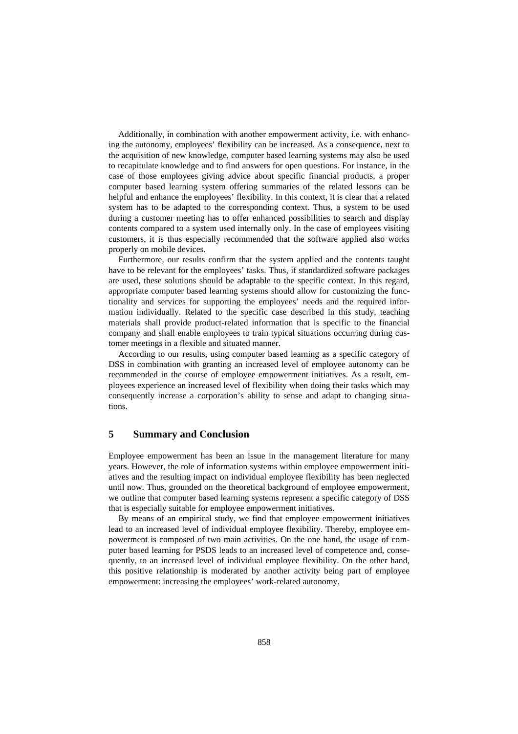Additionally, in combination with another empowerment activity, i.e. with enhancing the autonomy, employees' flexibility can be increased. As a consequence, next to the acquisition of new knowledge, computer based learning systems may also be used to recapitulate knowledge and to find answers for open questions. For instance, in the case of those employees giving advice about specific financial products, a proper computer based learning system offering summaries of the related lessons can be helpful and enhance the employees' flexibility. In this context, it is clear that a related system has to be adapted to the corresponding context. Thus, a system to be used during a customer meeting has to offer enhanced possibilities to search and display contents compared to a system used internally only. In the case of employees visiting customers, it is thus especially recommended that the software applied also works properly on mobile devices.

Furthermore, our results confirm that the system applied and the contents taught have to be relevant for the employees' tasks. Thus, if standardized software packages are used, these solutions should be adaptable to the specific context. In this regard, appropriate computer based learning systems should allow for customizing the functionality and services for supporting the employees' needs and the required information individually. Related to the specific case described in this study, teaching materials shall provide product-related information that is specific to the financial company and shall enable employees to train typical situations occurring during customer meetings in a flexible and situated manner.

According to our results, using computer based learning as a specific category of DSS in combination with granting an increased level of employee autonomy can be recommended in the course of employee empowerment initiatives. As a result, employees experience an increased level of flexibility when doing their tasks which may consequently increase a corporation's ability to sense and adapt to changing situations.

## 5 Summary and Conclusion

Employee empowerment has been an issue in the management literature for many years. However, the role of information systems within employee empowerment initiatives and the resulting impact on individual employee flexibility has been neglected until now. Thus, grounded on the theoretical background of employee empowerment, we outline that computer based learning systems represent a specific category of DSS that is especially suitable for employee empowerment initiatives.

By means of an empirical study, we find that employee empowerment initiatives lead to an increased level of individual employee flexibility. Thereby, employee empowerment is composed of two main activities. On the one hand, the usage of computer based learning for PSDS leads to an increased level of competence and, consequently, to an increased level of individual employee flexibility. On the other hand, this positive relationship is moderated by another activity being part of employee empowerment: increasing the employees' work-related autonomy.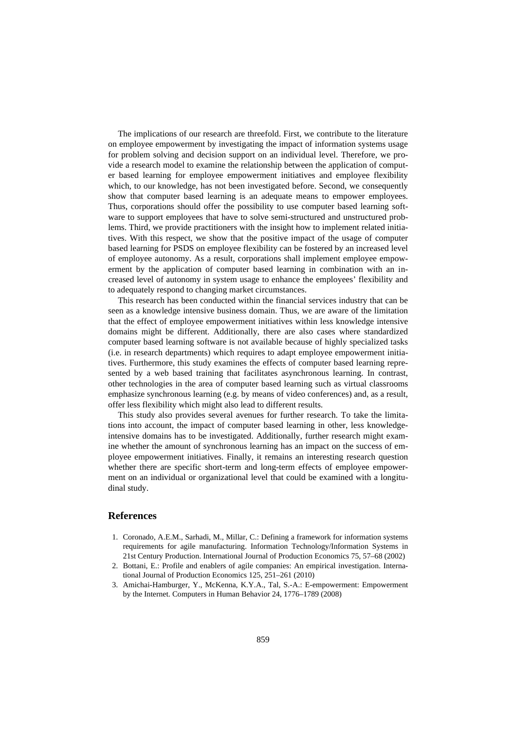The implications of our research are threefold. First, we contribute to the literature on employee empowerment by investigating the impact of information systems usage for problem solving and decision support on an individual level. Therefore, we provide a research model to examine the relationship between the application of computer based learning for employee empowerment initiatives and employee flexibility which, to our knowledge, has not been investigated before. Second, we consequently show that computer based learning is an adequate means to empower employees. Thus, corporations should offer the possibility to use computer based learning software to support employees that have to solve semi-structured and unstructured problems. Third, we provide practitioners with the insight how to implement related initiatives. With this respect, we show that the positive impact of the usage of computer based learning for PSDS on employee flexibility can be fostered by an increased level of employee autonomy. As a result, corporations shall implement employee empowerment by the application of computer based learning in combination with an increased level of autonomy in system usage to enhance the employees' flexibility and to adequately respond to changing market circumstances.

This research has been conducted within the financial services industry that can be seen as a knowledge intensive business domain. Thus, we are aware of the limitation that the effect of employee empowerment initiatives within less knowledge intensive domains might be different. Additionally, there are also cases where standardized computer based learning software is not available because of highly specialized tasks (i.e. in research departments) which requires to adapt employee empowerment initiatives. Furthermore, this study examines the effects of computer based learning represented by a web based training that facilitates asynchronous learning. In contrast, other technologies in the area of computer based learning such as virtual classrooms emphasize synchronous learning (e.g. by means of video conferences) and, as a result, offer less flexibility which might also lead to different results.

This study also provides several avenues for further research. To take the limitations into account, the impact of computer based learning in other, less knowledge-intensive domains has to be investigated. Additionally, further research might examine whether the amount of synchronous learning has an impact on the success of employee empowerment initiatives. Finally, it remains an interesting research question whether there are specific short-term and long-term effects of employee empowerment on an individual or organizational level that could be examined with a longitudinal study.

## References

1. Coronado, A.E.M., Sarhadi, M., Millar, C.: Defining a framework for information systems requirements for agile manufacturing. Information Technology/Information Systems in 21st Century Production. International Journal of Production Economics 75, 57–68 (2002)
2. Bottani, E.: Profile and enablers of agile companies: An empirical investigation. International Journal of Production Economics 125, 251–261 (2010)
3. Amichai-Hamburger, Y., McKenna, K.Y.A., Tal, S.-A.: E-empowerment: Empowerment by the Internet. Computers in Human Behavior 24, 1776–1789 (2008)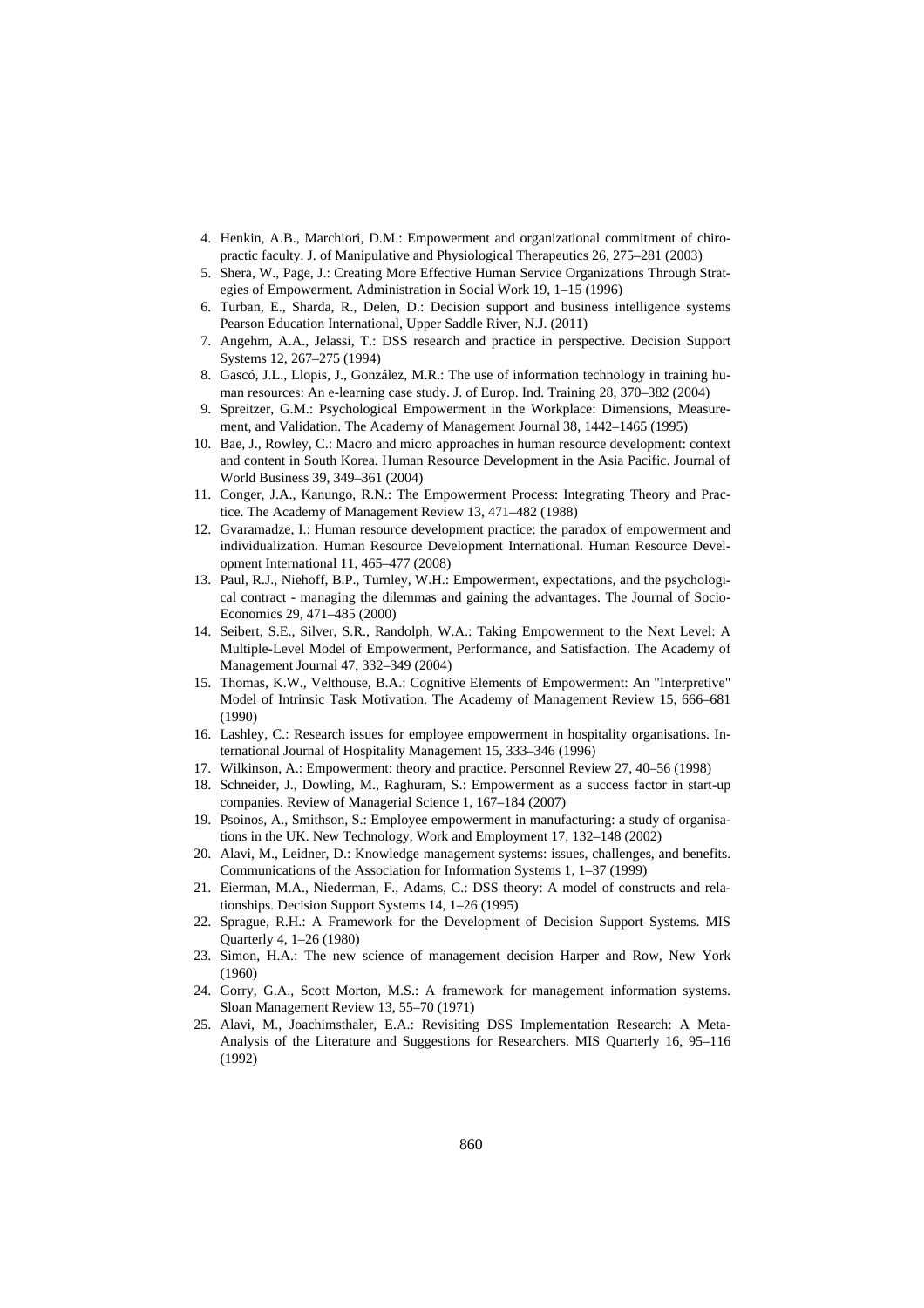4. Henkin, A.B., Marchiori, D.M.: Empowerment and organizational commitment of chiropractic faculty. J. of Manipulative and Physiological Therapeutics 26, 275–281 (2003)
5. Shera, W., Page, J.: Creating More Effective Human Service Organizations Through Strategies of Empowerment. Administration in Social Work 19, 1–15 (1996)
6. Turban, E., Sharda, R., Delen, D.: Decision support and business intelligence systems Pearson Education International, Upper Saddle River, N.J. (2011)
7. Angehrn, A.A., Jelassi, T.: DSS research and practice in perspective. Decision Support Systems 12, 267–275 (1994)
8. Gascó, J.L., Llopis, J., González, M.R.: The use of information technology in training human resources: An e-learning case study. J. of Europ. Ind. Training 28, 370–382 (2004)
9. Spreitzer, G.M.: Psychological Empowerment in the Workplace: Dimensions, Measurement, and Validation. The Academy of Management Journal 38, 1442–1465 (1995)
10. Bae, J., Rowley, C.: Macro and micro approaches in human resource development: context and content in South Korea. Human Resource Development in the Asia Pacific. Journal of World Business 39, 349–361 (2004)
11. Conger, J.A., Kanungo, R.N.: The Empowerment Process: Integrating Theory and Practice. The Academy of Management Review 13, 471–482 (1988)
12. Gvaramadze, I.: Human resource development practice: the paradox of empowerment and individualization. Human Resource Development International. Human Resource Development International 11, 465–477 (2008)
13. Paul, R.J., Niehoff, B.P., Turnley, W.H.: Empowerment, expectations, and the psychological contract - managing the dilemmas and gaining the advantages. The Journal of Socio-Economics 29, 471–485 (2000)
14. Seibert, S.E., Silver, S.R., Randolph, W.A.: Taking Empowerment to the Next Level: A Multiple-Level Model of Empowerment, Performance, and Satisfaction. The Academy of Management Journal 47, 332–349 (2004)
15. Thomas, K.W., Velthouse, B.A.: Cognitive Elements of Empowerment: An "Interpretive" Model of Intrinsic Task Motivation. The Academy of Management Review 15, 666–681 (1990)
16. Lashley, C.: Research issues for employee empowerment in hospitality organisations. International Journal of Hospitality Management 15, 333–346 (1996)
17. Wilkinson, A.: Empowerment: theory and practice. Personnel Review 27, 40–56 (1998)
18. Schneider, J., Dowling, M., Raghuram, S.: Empowerment as a success factor in start-up companies. Review of Managerial Science 1, 167–184 (2007)
19. Psoinos, A., Smithson, S.: Employee empowerment in manufacturing: a study of organisations in the UK. New Technology, Work and Employment 17, 132–148 (2002)
20. Alavi, M., Leidner, D.: Knowledge management systems: issues, challenges, and benefits. Communications of the Association for Information Systems 1, 1–37 (1999)
21. Eierman, M.A., Niederman, F., Adams, C.: DSS theory: A model of constructs and relationships. Decision Support Systems 14, 1–26 (1995)
22. Sprague, R.H.: A Framework for the Development of Decision Support Systems. MIS Quarterly 4, 1–26 (1980)
23. Simon, H.A.: The new science of management decision Harper and Row, New York (1960)
24. Gorry, G.A., Scott Morton, M.S.: A framework for management information systems. Sloan Management Review 13, 55–70 (1971)
25. Alavi, M., Joachimsthaler, E.A.: Revisiting DSS Implementation Research: A Meta-Analysis of the Literature and Suggestions for Researchers. MIS Quarterly 16, 95–116 (1992)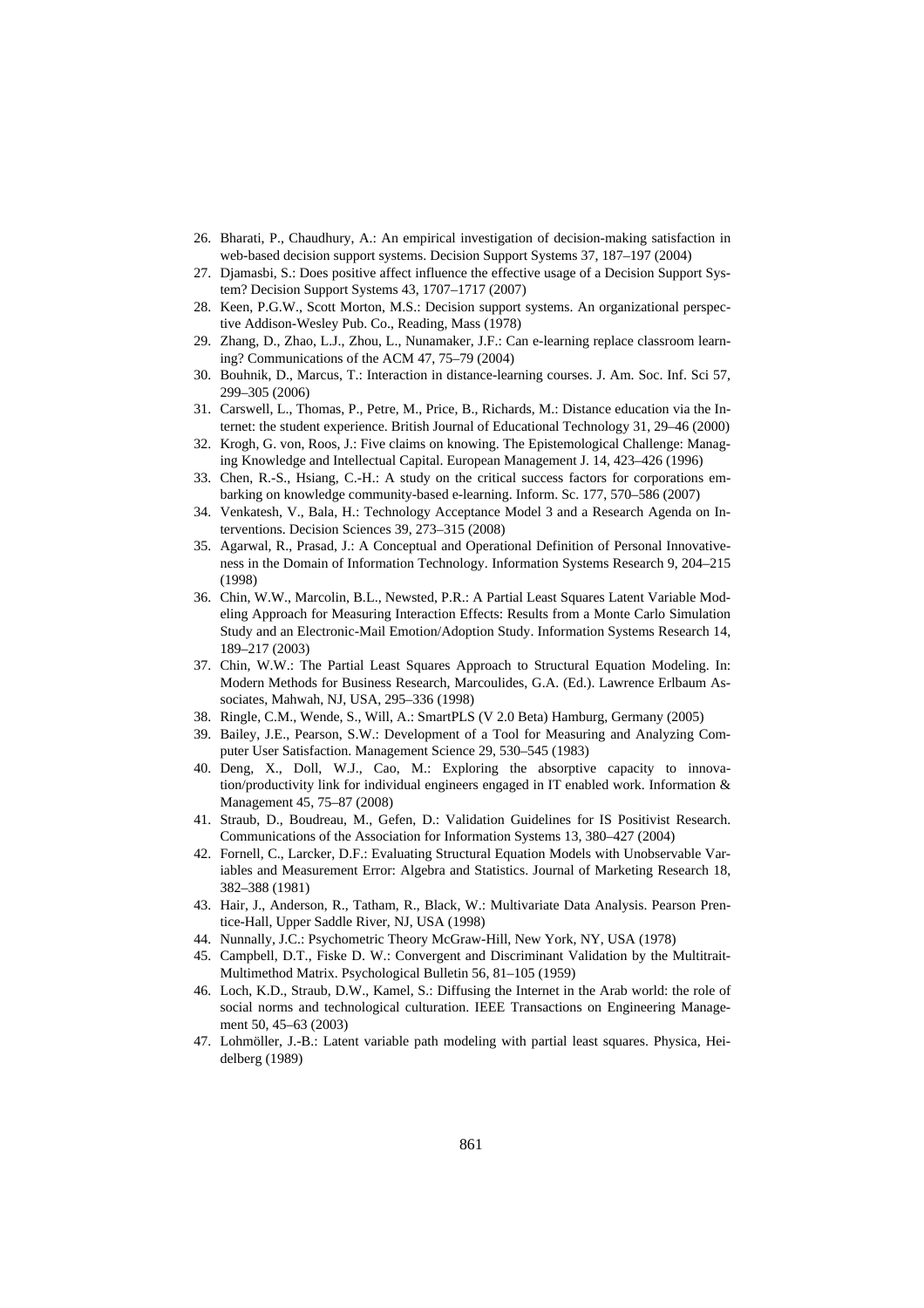26. Bharati, P., Chaudhury, A.: An empirical investigation of decision-making satisfaction in web-based decision support systems. Decision Support Systems 37, 187–197 (2004)
27. Djamasbi, S.: Does positive affect influence the effective usage of a Decision Support System? Decision Support Systems 43, 1707–1717 (2007)
28. Keen, P.G.W., Scott Morton, M.S.: Decision support systems. An organizational perspective Addison-Wesley Pub. Co., Reading, Mass (1978)
29. Zhang, D., Zhao, L.J., Zhou, L., Nunamaker, J.F.: Can e-learning replace classroom learning? Communications of the ACM 47, 75–79 (2004)
30. Bouhnik, D., Marcus, T.: Interaction in distance-learning courses. J. Am. Soc. Inf. Sci 57, 299–305 (2006)
31. Carswell, L., Thomas, P., Petre, M., Price, B., Richards, M.: Distance education via the Internet: the student experience. British Journal of Educational Technology 31, 29–46 (2000)
32. Krogh, G. von, Roos, J.: Five claims on knowing. The Epistemological Challenge: Managing Knowledge and Intellectual Capital. European Management J. 14, 423–426 (1996)
33. Chen, R.-S., Hsiang, C.-H.: A study on the critical success factors for corporations embarking on knowledge community-based e-learning. Inform. Sc. 177, 570–586 (2007)
34. Venkatesh, V., Bala, H.: Technology Acceptance Model 3 and a Research Agenda on Interventions. Decision Sciences 39, 273–315 (2008)
35. Agarwal, R., Prasad, J.: A Conceptual and Operational Definition of Personal Innovativeness in the Domain of Information Technology. Information Systems Research 9, 204–215 (1998)
36. Chin, W.W., Marcolin, B.L., Newsted, P.R.: A Partial Least Squares Latent Variable Modeling Approach for Measuring Interaction Effects: Results from a Monte Carlo Simulation Study and an Electronic-Mail Emotion/Adoption Study. Information Systems Research 14, 189–217 (2003)
37. Chin, W.W.: The Partial Least Squares Approach to Structural Equation Modeling. In: Modern Methods for Business Research, Marcoulides, G.A. (Ed.). Lawrence Erlbaum Associates, Mahwah, NJ, USA, 295–336 (1998)
38. Ringle, C.M., Wende, S., Will, A.: SmartPLS (V 2.0 Beta) Hamburg, Germany (2005)
39. Bailey, J.E., Pearson, S.W.: Development of a Tool for Measuring and Analyzing Computer User Satisfaction. Management Science 29, 530–545 (1983)
40. Deng, X., Doll, W.J., Cao, M.: Exploring the absorptive capacity to innovation/productivity link for individual engineers engaged in IT enabled work. Information & Management 45, 75–87 (2008)
41. Straub, D., Boudreau, M., Gefen, D.: Validation Guidelines for IS Positivist Research. Communications of the Association for Information Systems 13, 380–427 (2004)
42. Fornell, C., Larcker, D.F.: Evaluating Structural Equation Models with Unobservable Variables and Measurement Error: Algebra and Statistics. Journal of Marketing Research 18, 382–388 (1981)
43. Hair, J., Anderson, R., Tatham, R., Black, W.: Multivariate Data Analysis. Pearson Prentice-Hall, Upper Saddle River, NJ, USA (1998)
44. Nunnally, J.C.: Psychometric Theory McGraw-Hill, New York, NY, USA (1978)
45. Campbell, D.T., Fiske D. W.: Convergent and Discriminant Validation by the Multitrait-Multimethod Matrix. Psychological Bulletin 56, 81–105 (1959)
46. Loch, K.D., Straub, D.W., Kamel, S.: Diffusing the Internet in the Arab world: the role of social norms and technological culturation. IEEE Transactions on Engineering Management 50, 45–63 (2003)
47. Lohmöller, J.-B.: Latent variable path modeling with partial least squares. Physica, Heidelberg (1989)